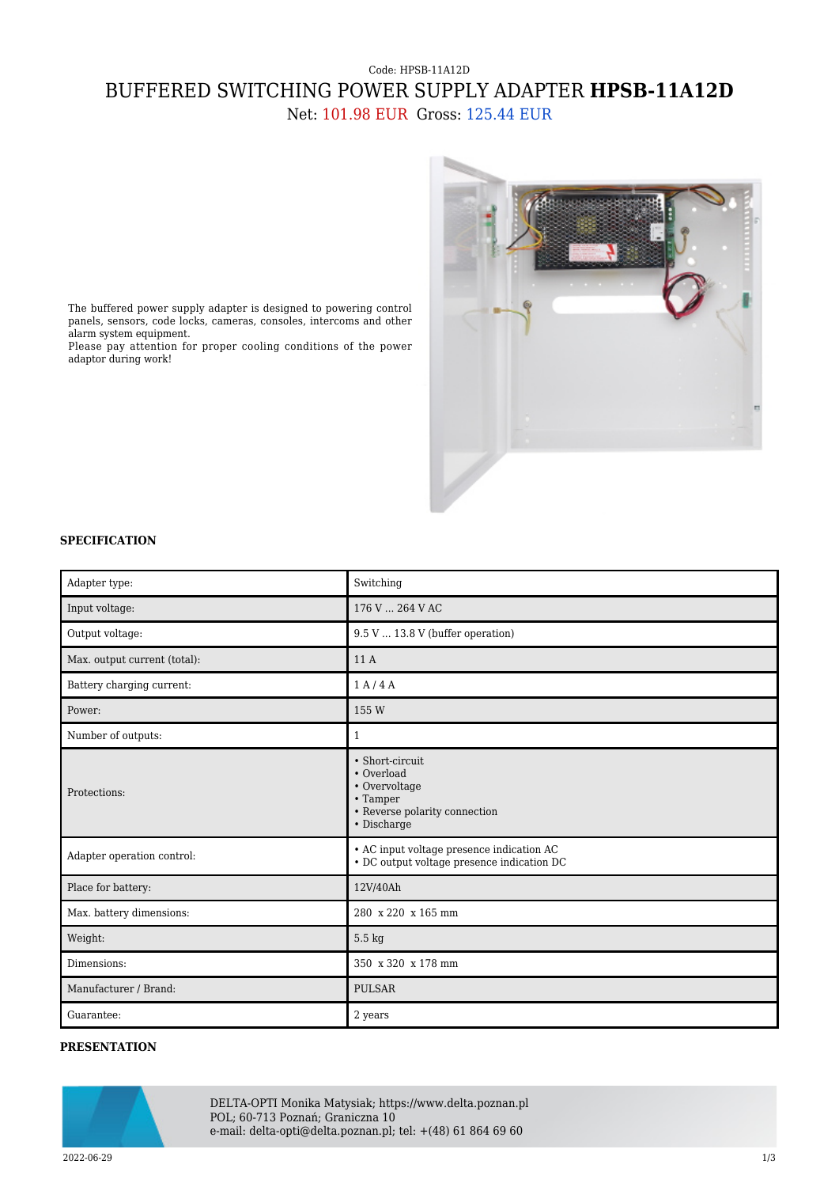Code: HPSB-11A12D

# BUFFERED SWITCHING POWER SUPPLY ADAPTER **HPSB-11A12D**

Net: 101.98 EUR Gross: 125.44 EUR

The buffered power supply adapter is designed to powering control panels, sensors, code locks, cameras, consoles, intercoms and other alarm system equipment.
Please pay attention for proper cooling conditions of the power adaptor during work!

**SPECIFICATION**

| Adapter type: | Switching |
|---|---|
| Input voltage: | 176 V ... 264 V AC |
| Output voltage: | 9.5 V ... 13.8 V (buffer operation) |
| Max. output current (total): | 11 A |
| Battery charging current: | 1 A / 4 A |
| Power: | 155 W |
| Number of outputs: | 1 |
| Protections: | • Short-circuit<br>• Overload<br>• Overvoltage<br>• Tamper<br>• Reverse polarity connection<br>• Discharge |
| Adapter operation control: | • AC input voltage presence indication AC<br>• DC output voltage presence indication DC |
| Place for battery: | 12V/40Ah |
| Max. battery dimensions: | 280 x 220 x 165 mm |
| Weight: | 5.5 kg |
| Dimensions: | 350 x 320 x 178 mm |
| Manufacturer / Brand: | PULSAR |
| Guarantee: | 2 years |

**PRESENTATION**

DELTA-OPTI Monika Matysiak; https://www.delta.poznan.pl
POL; 60-713 Poznań; Graniczna 10
e-mail: delta-opti@delta.poznan.pl; tel: +(48) 61 864 69 60

2022-06-29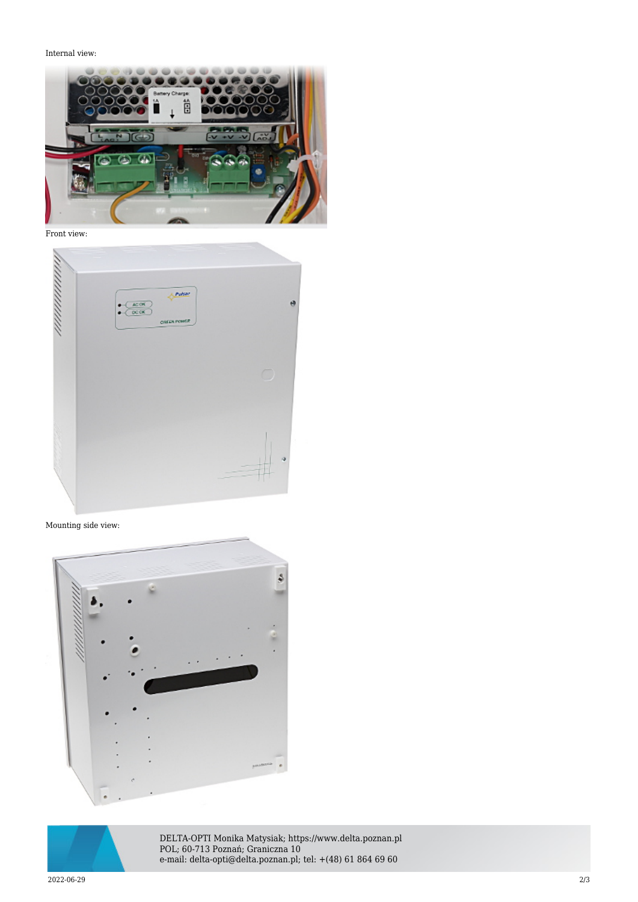Internal view:

Front view:

Mounting side view: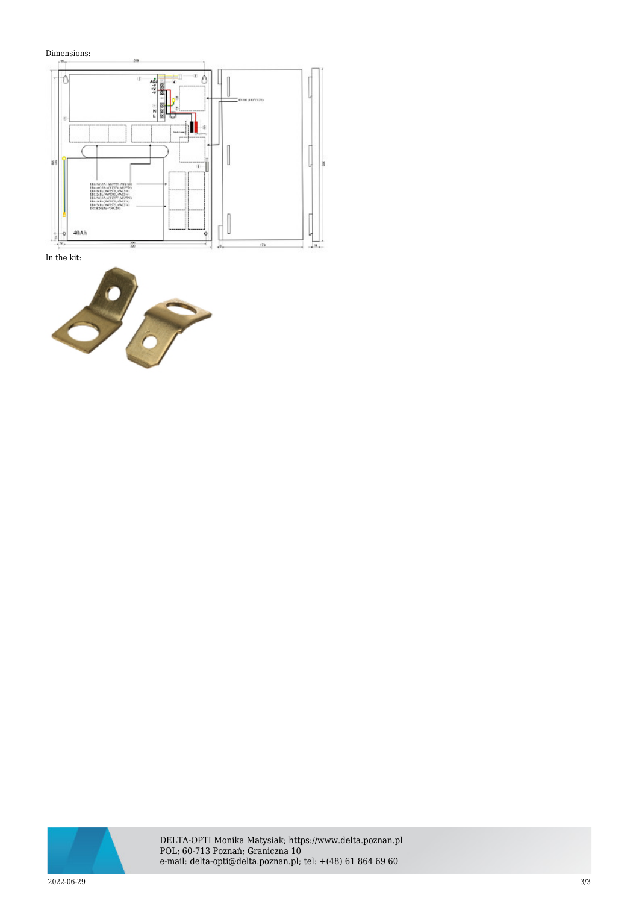Dimensions:

In the kit: